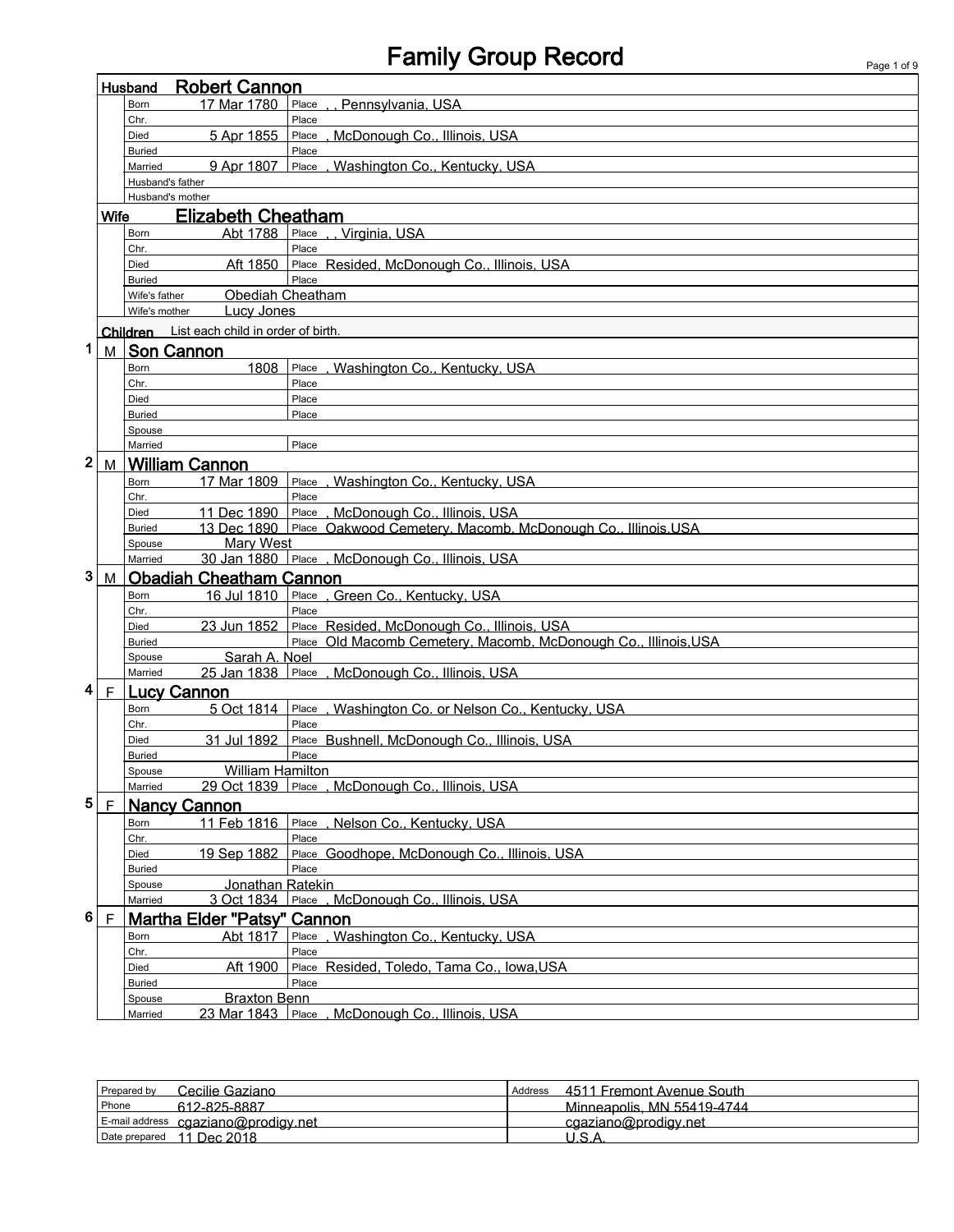# Family Group Record

## Husband: Robert Cannon

| | | |
|---|---|---|
| Born | 17 Mar 1780 | Place , , Pennsylvania, USA |
| Chr. | | Place |
| Died | 5 Apr 1855 | Place , McDonough Co., Illinois, USA |
| Buried | | Place |
| Married | 9 Apr 1807 | Place , Washington Co., Kentucky, USA |
| Husband's father | | |
| Husband's mother | | |

## Wife: Elizabeth Cheatham

| | | |
|---|---|---|
| Born | Abt 1788 | Place , , Virginia, USA |
| Chr. | | Place |
| Died | Aft 1850 | Place Resided, McDonough Co., Illinois, USA |
| Buried | | Place |
| Wife's father | Obediah Cheatham | |
| Wife's mother | Lucy Jones | |

## Children

List each child in order of birth.

### 1 M Son Cannon

| | | |
|---|---|---|
| Born | 1808 | Place , Washington Co., Kentucky, USA |
| Chr. | | Place |
| Died | | Place |
| Buried | | Place |
| Spouse | | |
| Married | | Place |

### 2 M William Cannon

| | | |
|---|---|---|
| Born | 17 Mar 1809 | Place , Washington Co., Kentucky, USA |
| Chr. | | Place |
| Died | 11 Dec 1890 | Place , McDonough Co., Illinois, USA |
| Buried | 13 Dec 1890 | Place Oakwood Cemetery, Macomb, McDonough Co., Illinois,USA |
| Spouse | Mary West | |
| Married | 30 Jan 1880 | Place , McDonough Co., Illinois, USA |

### 3 M Obadiah Cheatham Cannon

| | | |
|---|---|---|
| Born | 16 Jul 1810 | Place , Green Co., Kentucky, USA |
| Chr. | | Place |
| Died | 23 Jun 1852 | Place Resided, McDonough Co., Illinois, USA |
| Buried | | Place Old Macomb Cemetery, Macomb, McDonough Co., Illinois,USA |
| Spouse | Sarah A. Noel | |
| Married | 25 Jan 1838 | Place , McDonough Co., Illinois, USA |

### 4 F Lucy Cannon

| | | |
|---|---|---|
| Born | 5 Oct 1814 | Place , Washington Co. or Nelson Co., Kentucky, USA |
| Chr. | | Place |
| Died | 31 Jul 1892 | Place Bushnell, McDonough Co., Illinois, USA |
| Buried | | Place |
| Spouse | William Hamilton | |
| Married | 29 Oct 1839 | Place , McDonough Co., Illinois, USA |

### 5 F Nancy Cannon

| | | |
|---|---|---|
| Born | 11 Feb 1816 | Place , Nelson Co., Kentucky, USA |
| Chr. | | Place |
| Died | 19 Sep 1882 | Place Goodhope, McDonough Co., Illinois, USA |
| Buried | | Place |
| Spouse | Jonathan Ratekin | |
| Married | 3 Oct 1834 | Place , McDonough Co., Illinois, USA |

### 6 F Martha Elder "Patsy" Cannon

| | | |
|---|---|---|
| Born | Abt 1817 | Place , Washington Co., Kentucky, USA |
| Chr. | | Place |
| Died | Aft 1900 | Place Resided, Toledo, Tama Co., Iowa,USA |
| Buried | | Place |
| Spouse | Braxton Benn | |
| Married | 23 Mar 1843 | Place , McDonough Co., Illinois, USA |

| | | | |
|---|---|---|---|
| Prepared by | Cecilie Gaziano | Address | 4511 Fremont Avenue South |
| Phone | 612-825-8887 | | Minneapolis, MN 55419-4744 |
| E-mail address | cgaziano@prodigy.net | | cgaziano@prodigy.net |
| Date prepared | 11 Dec 2018 | | U.S.A. |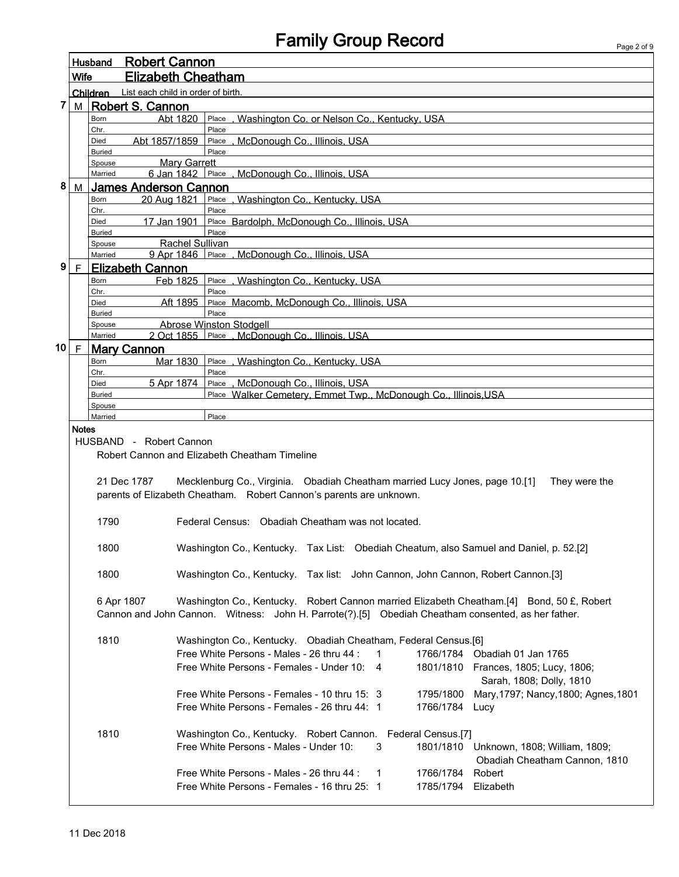# Family Group Record

**Husband** Robert Cannon

**Wife** Elizabeth Cheatham

**Children** List each child in order of birth.

**7 M Robert S. Cannon**

| | | |
|---|---|---|
| Born | Abt 1820 | Place , Washington Co. or Nelson Co., Kentucky, USA |
| Chr. | | Place |
| Died | Abt 1857/1859 | Place , McDonough Co., Illinois, USA |
| Buried | | Place |
| Spouse | Mary Garrett | |
| Married | 6 Jan 1842 | Place , McDonough Co., Illinois, USA |

**8 M James Anderson Cannon**

| | | |
|---|---|---|
| Born | 20 Aug 1821 | Place , Washington Co., Kentucky, USA |
| Chr. | | Place |
| Died | 17 Jan 1901 | Place Bardolph, McDonough Co., Illinois, USA |
| Buried | | Place |
| Spouse | Rachel Sullivan | |
| Married | 9 Apr 1846 | Place , McDonough Co., Illinois, USA |

**9 F Elizabeth Cannon**

| | | |
|---|---|---|
| Born | Feb 1825 | Place , Washington Co., Kentucky, USA |
| Chr. | | Place |
| Died | Aft 1895 | Place Macomb, McDonough Co., Illinois, USA |
| Buried | | Place |
| Spouse | Abrose Winston Stodgell | |
| Married | 2 Oct 1855 | Place , McDonough Co., Illinois, USA |

**10 F Mary Cannon**

| | | |
|---|---|---|
| Born | Mar 1830 | Place , Washington Co., Kentucky, USA |
| Chr. | | Place |
| Died | 5 Apr 1874 | Place , McDonough Co., Illinois, USA |
| Buried | | Place Walker Cemetery, Emmet Twp., McDonough Co., Illinois,USA |
| Spouse | | |
| Married | | Place |

**Notes**

HUSBAND - Robert Cannon

Robert Cannon and Elizabeth Cheatham Timeline

21 Dec 1787 Mecklenburg Co., Virginia. Obadiah Cheatham married Lucy Jones, page 10.[1] They were the parents of Elizabeth Cheatham. Robert Cannon's parents are unknown.

1790 Federal Census: Obadiah Cheatham was not located.

1800 Washington Co., Kentucky. Tax List: Obediah Cheatum, also Samuel and Daniel, p. 52.[2]

1800 Washington Co., Kentucky. Tax list: John Cannon, John Cannon, Robert Cannon.[3]

6 Apr 1807 Washington Co., Kentucky. Robert Cannon married Elizabeth Cheatham.[4] Bond, 50 £, Robert Cannon and John Cannon. Witness: John H. Parrote(?).[5] Obediah Cheatham consented, as her father.

1810 Washington Co., Kentucky. Obadiah Cheatham, Federal Census.[6]

| | | | |
|---|---|---|---|
| Free White Persons - Males - 26 thru 44 : | 1 | 1766/1784 | Obadiah 01 Jan 1765 |
| Free White Persons - Females - Under 10: | 4 | 1801/1810 | Frances, 1805; Lucy, 1806; Sarah, 1808; Dolly, 1810 |
| Free White Persons - Females - 10 thru 15: | 3 | 1795/1800 | Mary,1797; Nancy,1800; Agnes,1801 |
| Free White Persons - Females - 26 thru 44: | 1 | 1766/1784 | Lucy |

1810 Washington Co., Kentucky. Robert Cannon. Federal Census.[7]

| | | | |
|---|---|---|---|
| Free White Persons - Males - Under 10: | 3 | 1801/1810 | Unknown, 1808; William, 1809; Obadiah Cheatham Cannon, 1810 |
| Free White Persons - Males - 26 thru 44 : | 1 | 1766/1784 | Robert |
| Free White Persons - Females - 16 thru 25: | 1 | 1785/1794 | Elizabeth |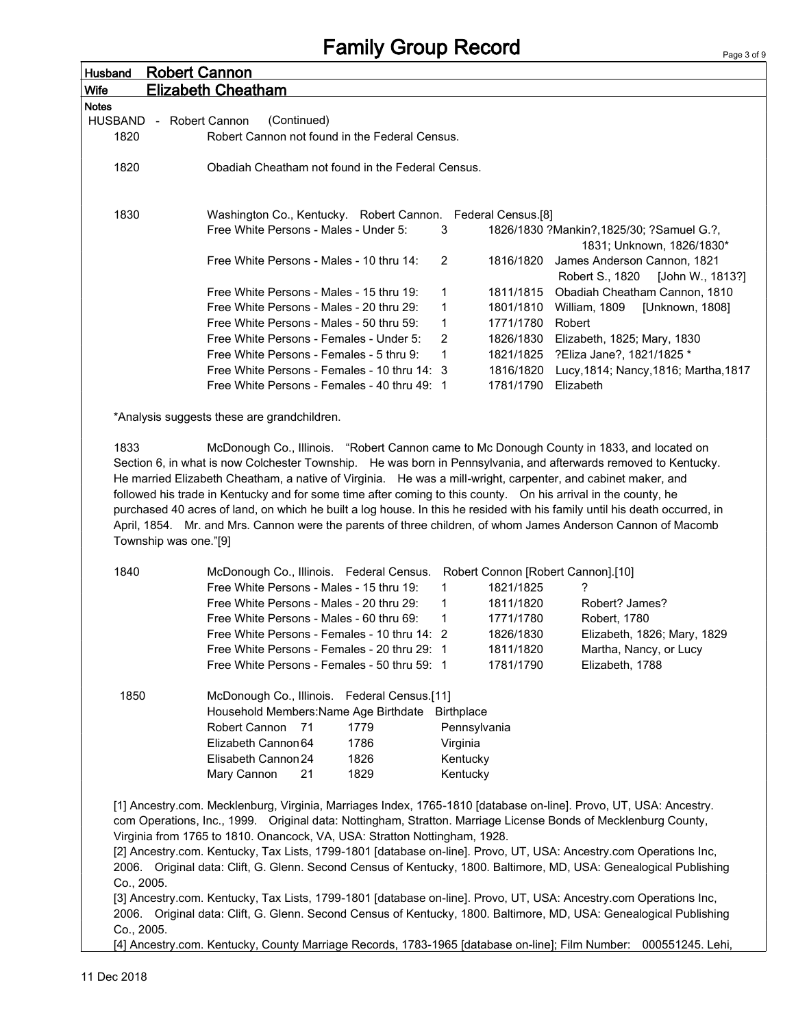# Family Group Record

**Husband** Robert Cannon

**Wife** Elizabeth Cheatham

**Notes**

HUSBAND - Robert Cannon (Continued)

1820 Robert Cannon not found in the Federal Census.

1820 Obadiah Cheatham not found in the Federal Census.

1830 Washington Co., Kentucky. Robert Cannon. Federal Census.[8]

| Category | Count | Birth Range | Names |
|---|---|---|---|
| Free White Persons - Males - Under 5: | 3 | 1826/1830 | ?Mankin?,1825/30; ?Samuel G.?, 1831; Unknown, 1826/1830* |
| Free White Persons - Males - 10 thru 14: | 2 | 1816/1820 | James Anderson Cannon, 1821 Robert S., 1820 [John W., 1813?] |
| Free White Persons - Males - 15 thru 19: | 1 | 1811/1815 | Obadiah Cheatham Cannon, 1810 |
| Free White Persons - Males - 20 thru 29: | 1 | 1801/1810 | William, 1809 [Unknown, 1808] |
| Free White Persons - Males - 50 thru 59: | 1 | 1771/1780 | Robert |
| Free White Persons - Females - Under 5: | 2 | 1826/1830 | Elizabeth, 1825; Mary, 1830 |
| Free White Persons - Females - 5 thru 9: | 1 | 1821/1825 | ?Eliza Jane?, 1821/1825 * |
| Free White Persons - Females - 10 thru 14: | 3 | 1816/1820 | Lucy,1814; Nancy,1816; Martha,1817 |
| Free White Persons - Females - 40 thru 49: | 1 | 1781/1790 | Elizabeth |

*Analysis suggests these are grandchildren.

1833 McDonough Co., Illinois. "Robert Cannon came to Mc Donough County in 1833, and located on Section 6, in what is now Colchester Township. He was born in Pennsylvania, and afterwards removed to Kentucky. He married Elizabeth Cheatham, a native of Virginia. He was a mill-wright, carpenter, and cabinet maker, and followed his trade in Kentucky and for some time after coming to this county. On his arrival in the county, he purchased 40 acres of land, on which he built a log house. In this he resided with his family until his death occurred, in April, 1854. Mr. and Mrs. Cannon were the parents of three children, of whom James Anderson Cannon of Macomb Township was one."[9]

1840 McDonough Co., Illinois. Federal Census. Robert Connon [Robert Cannon].[10]

| Category | Count | Birth Range | Names |
|---|---|---|---|
| Free White Persons - Males - 15 thru 19: | 1 | 1821/1825 | ? |
| Free White Persons - Males - 20 thru 29: | 1 | 1811/1820 | Robert? James? |
| Free White Persons - Males - 60 thru 69: | 1 | 1771/1780 | Robert, 1780 |
| Free White Persons - Females - 10 thru 14: | 2 | 1826/1830 | Elizabeth, 1826; Mary, 1829 |
| Free White Persons - Females - 20 thru 29: | 1 | 1811/1820 | Martha, Nancy, or Lucy |
| Free White Persons - Females - 50 thru 59: | 1 | 1781/1790 | Elizabeth, 1788 |

1850 McDonough Co., Illinois. Federal Census.[11]

| Household Members: Name | Age | Birthdate | Birthplace |
|---|---|---|---|
| Robert Cannon | 71 | 1779 | Pennsylvania |
| Elizabeth Cannon | 64 | 1786 | Virginia |
| Elisabeth Cannon | 24 | 1826 | Kentucky |
| Mary Cannon | 21 | 1829 | Kentucky |

[1] Ancestry.com. Mecklenburg, Virginia, Marriages Index, 1765-1810 [database on-line]. Provo, UT, USA: Ancestry.com Operations, Inc., 1999. Original data: Nottingham, Stratton. Marriage License Bonds of Mecklenburg County, Virginia from 1765 to 1810. Onancock, VA, USA: Stratton Nottingham, 1928.

[2] Ancestry.com. Kentucky, Tax Lists, 1799-1801 [database on-line]. Provo, UT, USA: Ancestry.com Operations Inc, 2006. Original data: Clift, G. Glenn. Second Census of Kentucky, 1800. Baltimore, MD, USA: Genealogical Publishing Co., 2005.

[3] Ancestry.com. Kentucky, Tax Lists, 1799-1801 [database on-line]. Provo, UT, USA: Ancestry.com Operations Inc, 2006. Original data: Clift, G. Glenn. Second Census of Kentucky, 1800. Baltimore, MD, USA: Genealogical Publishing Co., 2005.

[4] Ancestry.com. Kentucky, County Marriage Records, 1783-1965 [database on-line]; Film Number: 000551245. Lehi,

11 Dec 2018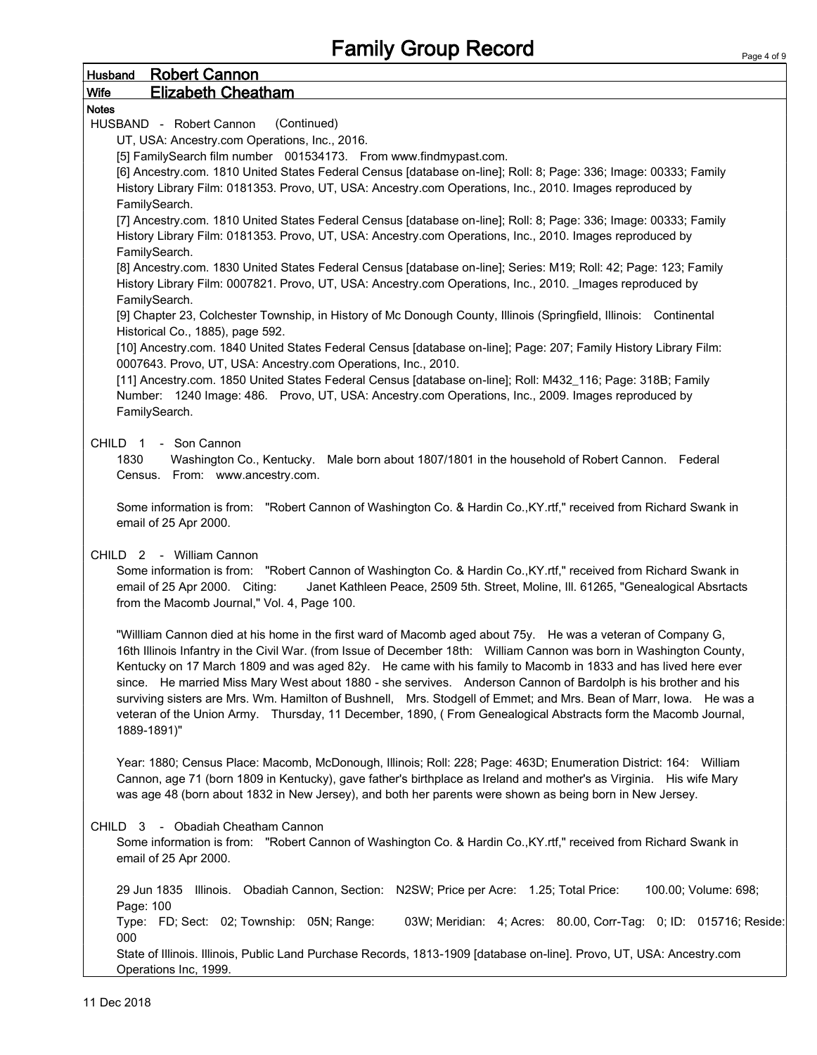# Family Group Record

**Husband** Robert Cannon

**Wife** Elizabeth Cheatham

**Notes**

HUSBAND - Robert Cannon (Continued)

UT, USA: Ancestry.com Operations, Inc., 2016.

[5] FamilySearch film number 001534173. From www.findmypast.com.

[6] Ancestry.com. 1810 United States Federal Census [database on-line]; Roll: 8; Page: 336; Image: 00333; Family History Library Film: 0181353. Provo, UT, USA: Ancestry.com Operations, Inc., 2010. Images reproduced by FamilySearch.

[7] Ancestry.com. 1810 United States Federal Census [database on-line]; Roll: 8; Page: 336; Image: 00333; Family History Library Film: 0181353. Provo, UT, USA: Ancestry.com Operations, Inc., 2010. Images reproduced by FamilySearch.

[8] Ancestry.com. 1830 United States Federal Census [database on-line]; Series: M19; Roll: 42; Page: 123; Family History Library Film: 0007821. Provo, UT, USA: Ancestry.com Operations, Inc., 2010. _Images reproduced by FamilySearch.

[9] Chapter 23, Colchester Township, in History of Mc Donough County, Illinois (Springfield, Illinois: Continental Historical Co., 1885), page 592.

[10] Ancestry.com. 1840 United States Federal Census [database on-line]; Page: 207; Family History Library Film: 0007643. Provo, UT, USA: Ancestry.com Operations, Inc., 2010.

[11] Ancestry.com. 1850 United States Federal Census [database on-line]; Roll: M432_116; Page: 318B; Family Number: 1240 Image: 486. Provo, UT, USA: Ancestry.com Operations, Inc., 2009. Images reproduced by FamilySearch.

CHILD 1 - Son Cannon

1830 Washington Co., Kentucky. Male born about 1807/1801 in the household of Robert Cannon. Federal Census. From: www.ancestry.com.

Some information is from: "Robert Cannon of Washington Co. & Hardin Co.,KY.rtf," received from Richard Swank in email of 25 Apr 2000.

CHILD 2 - William Cannon

Some information is from: "Robert Cannon of Washington Co. & Hardin Co.,KY.rtf," received from Richard Swank in email of 25 Apr 2000. Citing: Janet Kathleen Peace, 2509 5th. Street, Moline, Ill. 61265, "Genealogical Absrtacts from the Macomb Journal," Vol. 4, Page 100.

"Willliam Cannon died at his home in the first ward of Macomb aged about 75y. He was a veteran of Company G, 16th Illinois Infantry in the Civil War. (from Issue of December 18th: William Cannon was born in Washington County, Kentucky on 17 March 1809 and was aged 82y. He came with his family to Macomb in 1833 and has lived here ever since. He married Miss Mary West about 1880 - she servives. Anderson Cannon of Bardolph is his brother and his surviving sisters are Mrs. Wm. Hamilton of Bushnell, Mrs. Stodgell of Emmet; and Mrs. Bean of Marr, Iowa. He was a veteran of the Union Army. Thursday, 11 December, 1890, ( From Genealogical Abstracts form the Macomb Journal, 1889-1891)"

Year: 1880; Census Place: Macomb, McDonough, Illinois; Roll: 228; Page: 463D; Enumeration District: 164: William Cannon, age 71 (born 1809 in Kentucky), gave father's birthplace as Ireland and mother's as Virginia. His wife Mary was age 48 (born about 1832 in New Jersey), and both her parents were shown as being born in New Jersey.

CHILD 3 - Obadiah Cheatham Cannon

Some information is from: "Robert Cannon of Washington Co. & Hardin Co.,KY.rtf," received from Richard Swank in email of 25 Apr 2000.

29 Jun 1835 Illinois. Obadiah Cannon, Section: N2SW; Price per Acre: 1.25; Total Price: 100.00; Volume: 698; Page: 100

Type: FD; Sect: 02; Township: 05N; Range: 03W; Meridian: 4; Acres: 80.00, Corr-Tag: 0; ID: 015716; Reside: 000

State of Illinois. Illinois, Public Land Purchase Records, 1813-1909 [database on-line]. Provo, UT, USA: Ancestry.com Operations Inc, 1999.

11 Dec 2018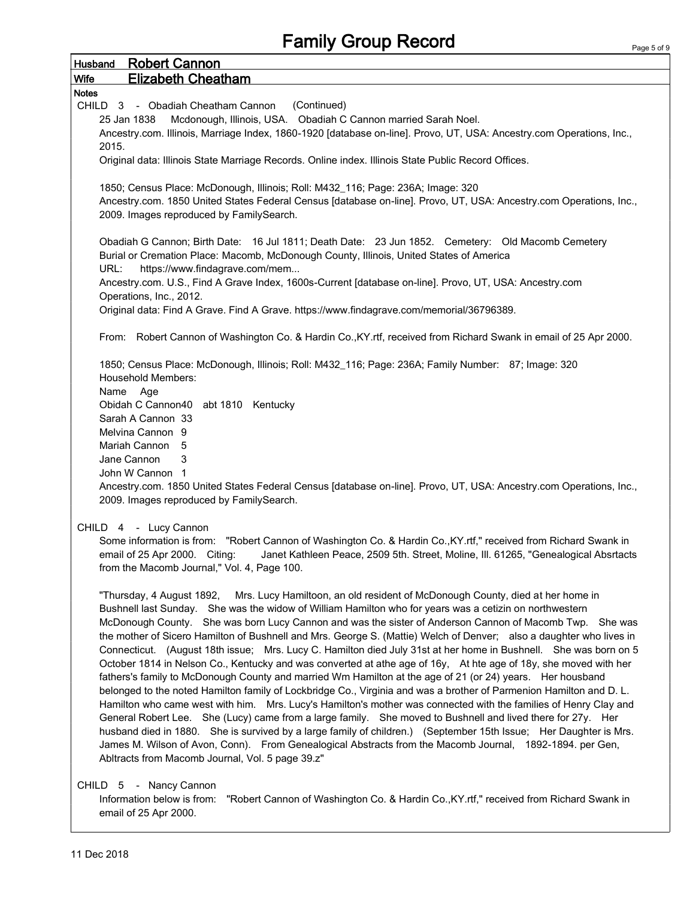# Family Group Record

**Husband** **Robert Cannon**

**Wife** **Elizabeth Cheatham**

**Notes**

CHILD 3 - Obadiah Cheatham Cannon (Continued)

25 Jan 1838 Mcdonough, Illinois, USA. Obadiah C Cannon married Sarah Noel.
Ancestry.com. Illinois, Marriage Index, 1860-1920 [database on-line]. Provo, UT, USA: Ancestry.com Operations, Inc., 2015.
Original data: Illinois State Marriage Records. Online index. Illinois State Public Record Offices.

1850; Census Place: McDonough, Illinois; Roll: M432_116; Page: 236A; Image: 320
Ancestry.com. 1850 United States Federal Census [database on-line]. Provo, UT, USA: Ancestry.com Operations, Inc., 2009. Images reproduced by FamilySearch.

Obadiah G Cannon; Birth Date: 16 Jul 1811; Death Date: 23 Jun 1852. Cemetery: Old Macomb Cemetery
Burial or Cremation Place: Macomb, McDonough County, Illinois, United States of America
URL: https://www.findagrave.com/mem...
Ancestry.com. U.S., Find A Grave Index, 1600s-Current [database on-line]. Provo, UT, USA: Ancestry.com Operations, Inc., 2012.
Original data: Find A Grave. Find A Grave. https://www.findagrave.com/memorial/36796389.

From: Robert Cannon of Washington Co. & Hardin Co.,KY.rtf, received from Richard Swank in email of 25 Apr 2000.

1850; Census Place: McDonough, Illinois; Roll: M432_116; Page: 236A; Family Number: 87; Image: 320
Household Members:
Name Age
Obidah C Cannon40 abt 1810 Kentucky
Sarah A Cannon 33
Melvina Cannon 9
Mariah Cannon 5
Jane Cannon 3
John W Cannon 1
Ancestry.com. 1850 United States Federal Census [database on-line]. Provo, UT, USA: Ancestry.com Operations, Inc., 2009. Images reproduced by FamilySearch.

CHILD 4 - Lucy Cannon

Some information is from: "Robert Cannon of Washington Co. & Hardin Co.,KY.rtf," received from Richard Swank in email of 25 Apr 2000. Citing: Janet Kathleen Peace, 2509 5th. Street, Moline, Ill. 61265, "Genealogical Absrtacts from the Macomb Journal," Vol. 4, Page 100.

"Thursday, 4 August 1892, Mrs. Lucy Hamiltoon, an old resident of McDonough County, died at her home in Bushnell last Sunday. She was the widow of William Hamilton who for years was a cetizin on northwestern McDonough County. She was born Lucy Cannon and was the sister of Anderson Cannon of Macomb Twp. She was the mother of Sicero Hamilton of Bushnell and Mrs. George S. (Mattie) Welch of Denver; also a daughter who lives in Connecticut. (August 18th issue; Mrs. Lucy C. Hamilton died July 31st at her home in Bushnell. She was born on 5 October 1814 in Nelson Co., Kentucky and was converted at athe age of 16y, At hte age of 18y, she moved with her fathers's family to McDonough County and married Wm Hamilton at the age of 21 (or 24) years. Her housband belonged to the noted Hamilton family of Lockbridge Co., Virginia and was a brother of Parmenion Hamilton and D. L. Hamilton who came west with him. Mrs. Lucy's Hamilton's mother was connected with the families of Henry Clay and General Robert Lee. She (Lucy) came from a large family. She moved to Bushnell and lived there for 27y. Her husband died in 1880. She is survived by a large family of children.) (September 15th Issue; Her Daughter is Mrs. James M. Wilson of Avon, Conn). From Genealogical Abstracts from the Macomb Journal, 1892-1894. per Gen, Abltracts from Macomb Journal, Vol. 5 page 39.z"

CHILD 5 - Nancy Cannon

Information below is from: "Robert Cannon of Washington Co. & Hardin Co.,KY.rtf," received from Richard Swank in email of 25 Apr 2000.

11 Dec 2018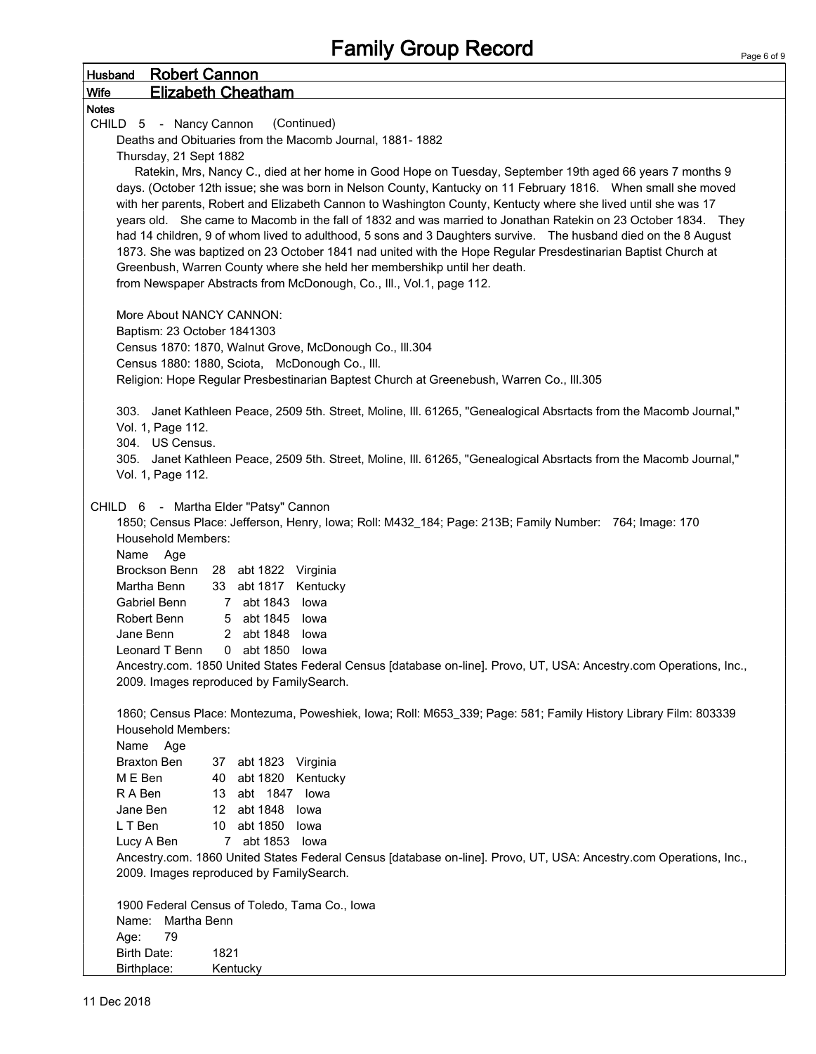# Family Group Record

**Husband** **Robert Cannon**

**Wife** **Elizabeth Cheatham**

**Notes**

CHILD 5 - Nancy Cannon (Continued)

Deaths and Obituaries from the Macomb Journal, 1881- 1882

Thursday, 21 Sept 1882

Ratekin, Mrs, Nancy C., died at her home in Good Hope on Tuesday, September 19th aged 66 years 7 months 9 days. (October 12th issue; she was born in Nelson County, Kantucky on 11 February 1816. When small she moved with her parents, Robert and Elizabeth Cannon to Washington County, Kentucty where she lived until she was 17 years old. She came to Macomb in the fall of 1832 and was married to Jonathan Ratekin on 23 October 1834. They had 14 children, 9 of whom lived to adulthood, 5 sons and 3 Daughters survive. The husband died on the 8 August 1873. She was baptized on 23 October 1841 nad united with the Hope Regular Presdestinarian Baptist Church at Greenbush, Warren County where she held her membershikp until her death.

from Newspaper Abstracts from McDonough, Co., Ill., Vol.1, page 112.

More About NANCY CANNON:

Baptism: 23 October 1841303

Census 1870: 1870, Walnut Grove, McDonough Co., Ill.304

Census 1880: 1880, Sciota, McDonough Co., Ill.

Religion: Hope Regular Presbestinarian Baptest Church at Greenebush, Warren Co., Ill.305

303. Janet Kathleen Peace, 2509 5th. Street, Moline, Ill. 61265, "Genealogical Absrtacts from the Macomb Journal," Vol. 1, Page 112.

304. US Census.

305. Janet Kathleen Peace, 2509 5th. Street, Moline, Ill. 61265, "Genealogical Absrtacts from the Macomb Journal," Vol. 1, Page 112.

CHILD 6 - Martha Elder "Patsy" Cannon

1850; Census Place: Jefferson, Henry, Iowa; Roll: M432_184; Page: 213B; Family Number: 764; Image: 170

Household Members:

| Name | Age | | |
|---|---|---|---|
| Brockson Benn | 28 | abt 1822 | Virginia |
| Martha Benn | 33 | abt 1817 | Kentucky |
| Gabriel Benn | 7 | abt 1843 | Iowa |
| Robert Benn | 5 | abt 1845 | Iowa |
| Jane Benn | 2 | abt 1848 | Iowa |
| Leonard T Benn | 0 | abt 1850 | Iowa |

Ancestry.com. 1850 United States Federal Census [database on-line]. Provo, UT, USA: Ancestry.com Operations, Inc., 2009. Images reproduced by FamilySearch.

1860; Census Place: Montezuma, Poweshiek, Iowa; Roll: M653_339; Page: 581; Family History Library Film: 803339

Household Members:

| Name | Age | | |
|---|---|---|---|
| Braxton Ben | 37 | abt 1823 | Virginia |
| M E Ben | 40 | abt 1820 | Kentucky |
| R A Ben | 13 | abt 1847 | Iowa |
| Jane Ben | 12 | abt 1848 | Iowa |
| L T Ben | 10 | abt 1850 | Iowa |
| Lucy A Ben | 7 | abt 1853 | Iowa |

Ancestry.com. 1860 United States Federal Census [database on-line]. Provo, UT, USA: Ancestry.com Operations, Inc., 2009. Images reproduced by FamilySearch.

1900 Federal Census of Toledo, Tama Co., Iowa

Name: Martha Benn

Age: 79

Birth Date: 1821

Birthplace: Kentucky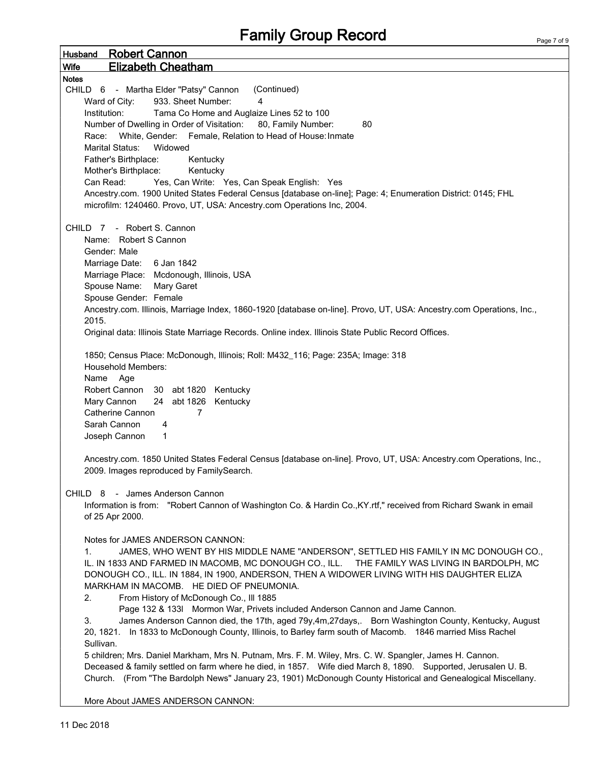# Family Group Record

**Husband** Robert Cannon

**Wife** Elizabeth Cheatham

**Notes**

CHILD 6 - Martha Elder "Patsy" Cannon (Continued)

Ward of City: 933. Sheet Number: 4

Institution: Tama Co Home and Auglaize Lines 52 to 100

Number of Dwelling in Order of Visitation: 80, Family Number: 80

Race: White, Gender: Female, Relation to Head of House: Inmate

Marital Status: Widowed

Father's Birthplace: Kentucky

Mother's Birthplace: Kentucky

Can Read: Yes, Can Write: Yes, Can Speak English: Yes

Ancestry.com. 1900 United States Federal Census [database on-line]; Page: 4; Enumeration District: 0145; FHL microfilm: 1240460. Provo, UT, USA: Ancestry.com Operations Inc, 2004.

CHILD 7 - Robert S. Cannon

Name: Robert S Cannon

Gender: Male

Marriage Date: 6 Jan 1842

Marriage Place: Mcdonough, Illinois, USA

Spouse Name: Mary Garet

Spouse Gender: Female

Ancestry.com. Illinois, Marriage Index, 1860-1920 [database on-line]. Provo, UT, USA: Ancestry.com Operations, Inc., 2015.

Original data: Illinois State Marriage Records. Online index. Illinois State Public Record Offices.

1850; Census Place: McDonough, Illinois; Roll: M432_116; Page: 235A; Image: 318

Household Members:

| Name | Age | | |
|---|---|---|---|
| Robert Cannon | 30 | abt 1820 | Kentucky |
| Mary Cannon | 24 | abt 1826 | Kentucky |
| Catherine Cannon | 7 | | |
| Sarah Cannon | 4 | | |
| Joseph Cannon | 1 | | |

Ancestry.com. 1850 United States Federal Census [database on-line]. Provo, UT, USA: Ancestry.com Operations, Inc., 2009. Images reproduced by FamilySearch.

CHILD 8 - James Anderson Cannon

Information is from: "Robert Cannon of Washington Co. & Hardin Co.,KY.rtf," received from Richard Swank in email of 25 Apr 2000.

Notes for JAMES ANDERSON CANNON:

1. JAMES, WHO WENT BY HIS MIDDLE NAME "ANDERSON", SETTLED HIS FAMILY IN MC DONOUGH CO., IL. IN 1833 AND FARMED IN MACOMB, MC DONOUGH CO., ILL. THE FAMILY WAS LIVING IN BARDOLPH, MC DONOUGH CO., ILL. IN 1884, IN 1900, ANDERSON, THEN A WIDOWER LIVING WITH HIS DAUGHTER ELIZA MARKHAM IN MACOMB. HE DIED OF PNEUMONIA.

2. From History of McDonough Co., Ill 1885
   Page 132 & 133l Mormon War, Privets included Anderson Cannon and Jame Cannon.

3. James Anderson Cannon died, the 17th, aged 79y,4m,27days,. Born Washington County, Kentucky, August 20, 1821. In 1833 to McDonough County, Illinois, to Barley farm south of Macomb. 1846 married Miss Rachel Sullivan.

5 children; Mrs. Daniel Markham, Mrs N. Putnam, Mrs. F. M. Wiley, Mrs. C. W. Spangler, James H. Cannon. Deceased & family settled on farm where he died, in 1857. Wife died March 8, 1890. Supported, Jerusalen U. B. Church. (From "The Bardolph News" January 23, 1901) McDonough County Historical and Genealogical Miscellany.

More About JAMES ANDERSON CANNON:

11 Dec 2018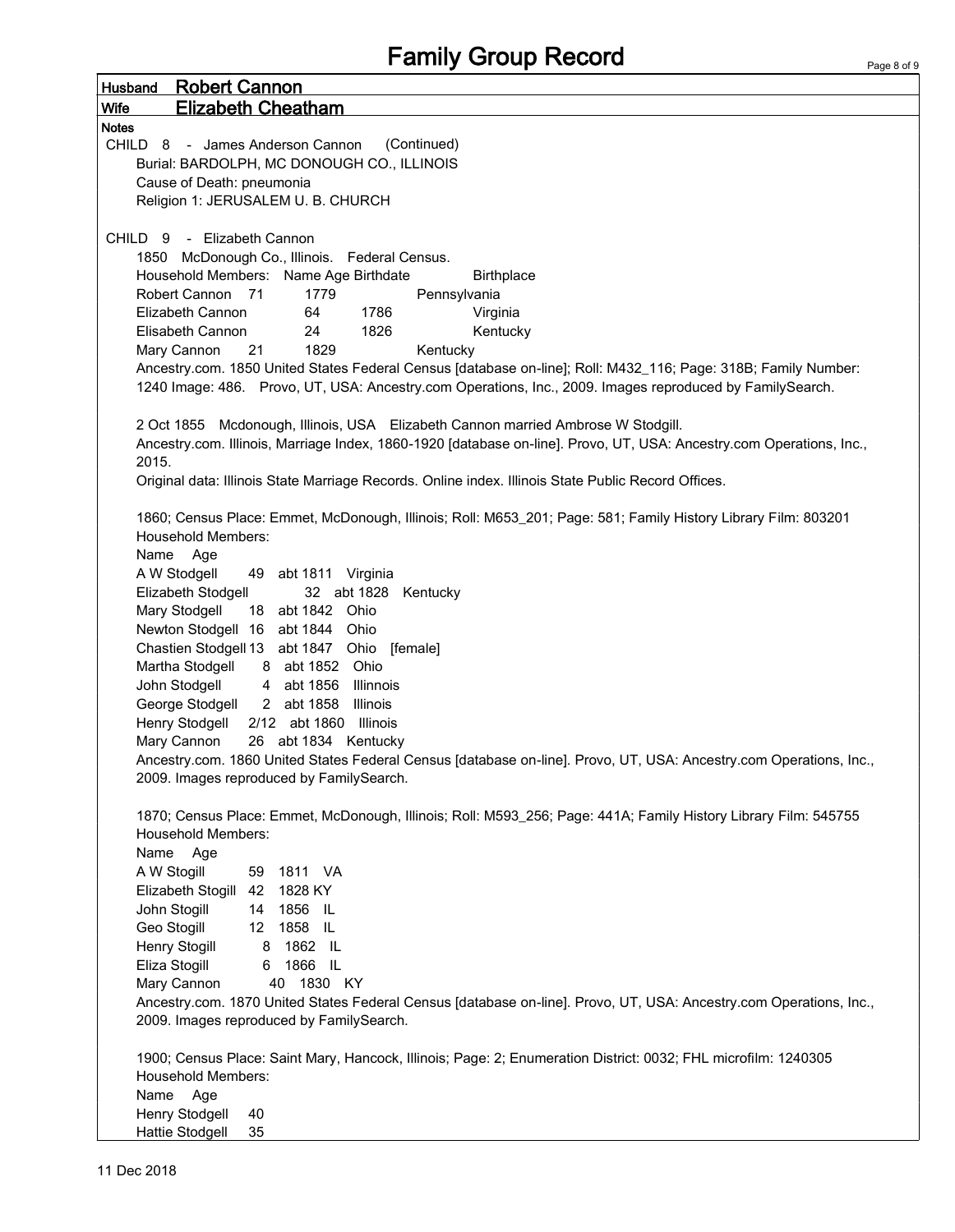# Family Group Record

**Husband** Robert Cannon

**Wife** Elizabeth Cheatham

**Notes**

CHILD 8 - James Anderson Cannon (Continued)

Burial: BARDOLPH, MC DONOUGH CO., ILLINOIS

Cause of Death: pneumonia

Religion 1: JERUSALEM U. B. CHURCH

CHILD 9 - Elizabeth Cannon

1850 McDonough Co., Illinois. Federal Census.

| Household Members: Name | Age | Birthdate | Birthplace |
|---|---|---|---|
| Robert Cannon | 71 | 1779 | Pennsylvania |
| Elizabeth Cannon | 64 | 1786 | Virginia |
| Elisabeth Cannon | 24 | 1826 | Kentucky |
| Mary Cannon | 21 | 1829 | Kentucky |

Ancestry.com. 1850 United States Federal Census [database on-line]; Roll: M432_116; Page: 318B; Family Number: 1240 Image: 486. Provo, UT, USA: Ancestry.com Operations, Inc., 2009. Images reproduced by FamilySearch.

2 Oct 1855 Mcdonough, Illinois, USA Elizabeth Cannon married Ambrose W Stodgill.

Ancestry.com. Illinois, Marriage Index, 1860-1920 [database on-line]. Provo, UT, USA: Ancestry.com Operations, Inc., 2015.

Original data: Illinois State Marriage Records. Online index. Illinois State Public Record Offices.

1860; Census Place: Emmet, McDonough, Illinois; Roll: M653_201; Page: 581; Family History Library Film: 803201

Household Members:

| Name | Age | | |
|---|---|---|---|
| A W Stodgell | 49 | abt 1811 | Virginia |
| Elizabeth Stodgell | 32 | abt 1828 | Kentucky |
| Mary Stodgell | 18 | abt 1842 | Ohio |
| Newton Stodgell | 16 | abt 1844 | Ohio |
| Chastien Stodgell | 13 | abt 1847 | Ohio [female] |
| Martha Stodgell | 8 | abt 1852 | Ohio |
| John Stodgell | 4 | abt 1856 | Illinnois |
| George Stodgell | 2 | abt 1858 | Illinois |
| Henry Stodgell | 2/12 | abt 1860 | Illinois |
| Mary Cannon | 26 | abt 1834 | Kentucky |

Ancestry.com. 1860 United States Federal Census [database on-line]. Provo, UT, USA: Ancestry.com Operations, Inc., 2009. Images reproduced by FamilySearch.

1870; Census Place: Emmet, McDonough, Illinois; Roll: M593_256; Page: 441A; Family History Library Film: 545755

Household Members:

| Name | Age | | |
|---|---|---|---|
| A W Stogill | 59 | 1811 | VA |
| Elizabeth Stogill | 42 | 1828 | KY |
| John Stogill | 14 | 1856 | IL |
| Geo Stogill | 12 | 1858 | IL |
| Henry Stogill | 8 | 1862 | IL |
| Eliza Stogill | 6 | 1866 | IL |
| Mary Cannon | 40 | 1830 | KY |

Ancestry.com. 1870 United States Federal Census [database on-line]. Provo, UT, USA: Ancestry.com Operations, Inc., 2009. Images reproduced by FamilySearch.

1900; Census Place: Saint Mary, Hancock, Illinois; Page: 2; Enumeration District: 0032; FHL microfilm: 1240305

Household Members:

| Name | Age |
|---|---|
| Henry Stodgell | 40 |
| Hattie Stodgell | 35 |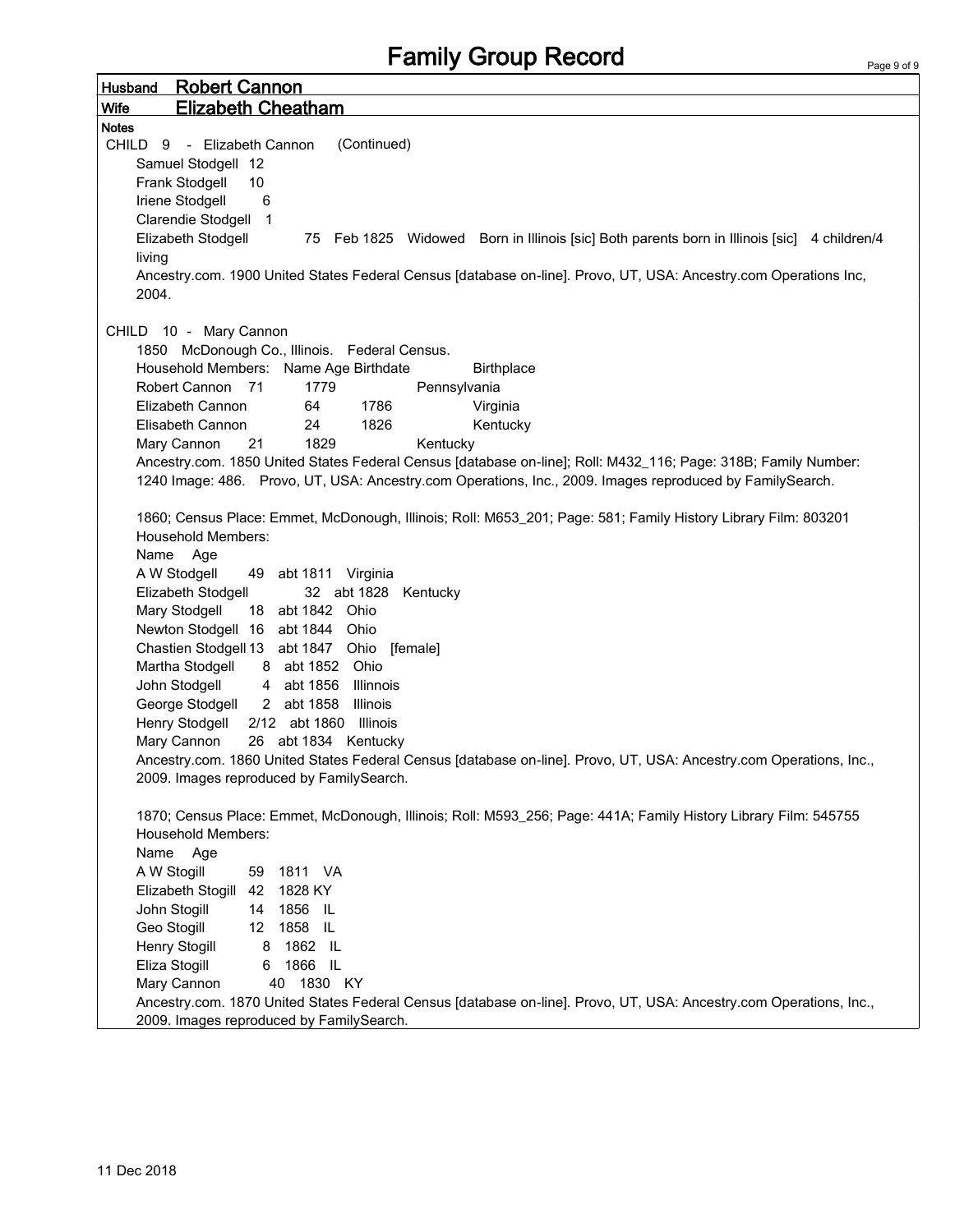# Family Group Record

**Husband** **Robert Cannon**

**Wife** **Elizabeth Cheatham**

**Notes**

CHILD 9 - Elizabeth Cannon (Continued)

Samuel Stodgell 12
Frank Stodgell 10
Iriene Stodgell 6
Clarendie Stodgell 1
Elizabeth Stodgell 75 Feb 1825 Widowed Born in Illinois [sic] Both parents born in Illinois [sic] 4 children/4 living

Ancestry.com. 1900 United States Federal Census [database on-line]. Provo, UT, USA: Ancestry.com Operations Inc, 2004.

CHILD 10 - Mary Cannon

1850 McDonough Co., Illinois. Federal Census.

Household Members: Name Age Birthdate Birthplace
Robert Cannon 71 1779 Pennsylvania
Elizabeth Cannon 64 1786 Virginia
Elisabeth Cannon 24 1826 Kentucky
Mary Cannon 21 1829 Kentucky

Ancestry.com. 1850 United States Federal Census [database on-line]; Roll: M432_116; Page: 318B; Family Number: 1240 Image: 486. Provo, UT, USA: Ancestry.com Operations, Inc., 2009. Images reproduced by FamilySearch.

1860; Census Place: Emmet, McDonough, Illinois; Roll: M653_201; Page: 581; Family History Library Film: 803201

Household Members:
Name Age
A W Stodgell 49 abt 1811 Virginia
Elizabeth Stodgell 32 abt 1828 Kentucky
Mary Stodgell 18 abt 1842 Ohio
Newton Stodgell 16 abt 1844 Ohio
Chastien Stodgell 13 abt 1847 Ohio [female]
Martha Stodgell 8 abt 1852 Ohio
John Stodgell 4 abt 1856 Illinnois
George Stodgell 2 abt 1858 Illinois
Henry Stodgell 2/12 abt 1860 Illinois
Mary Cannon 26 abt 1834 Kentucky

Ancestry.com. 1860 United States Federal Census [database on-line]. Provo, UT, USA: Ancestry.com Operations, Inc., 2009. Images reproduced by FamilySearch.

1870; Census Place: Emmet, McDonough, Illinois; Roll: M593_256; Page: 441A; Family History Library Film: 545755

Household Members:
Name Age
A W Stogill 59 1811 VA
Elizabeth Stogill 42 1828 KY
John Stogill 14 1856 IL
Geo Stogill 12 1858 IL
Henry Stogill 8 1862 IL
Eliza Stogill 6 1866 IL
Mary Cannon 40 1830 KY

Ancestry.com. 1870 United States Federal Census [database on-line]. Provo, UT, USA: Ancestry.com Operations, Inc., 2009. Images reproduced by FamilySearch.

11 Dec 2018